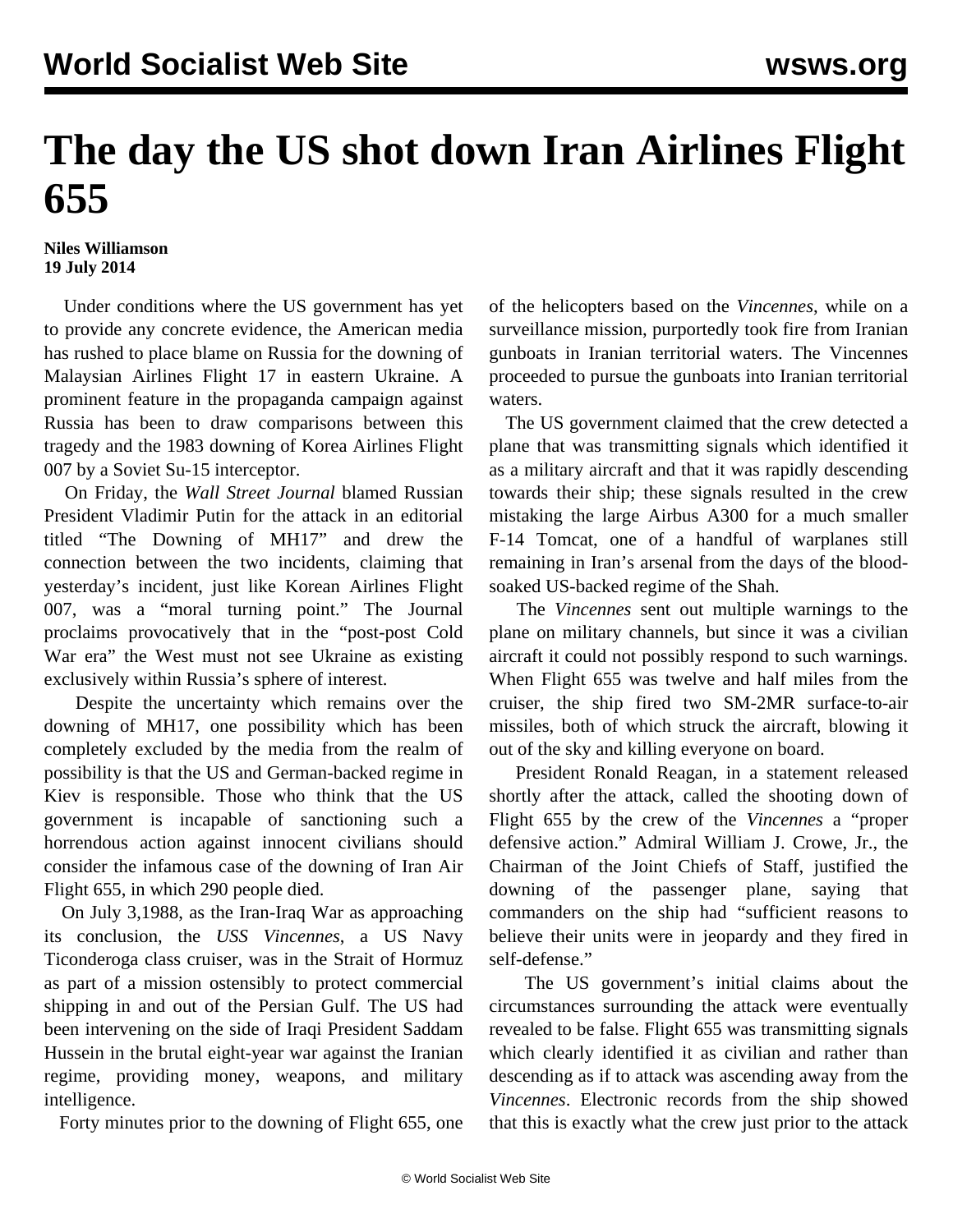# The day the US shot down Iran Airlines Flight 655

**Niles Williamson**
**19 July 2014**

Under conditions where the US government has yet to provide any concrete evidence, the American media has rushed to place blame on Russia for the downing of Malaysian Airlines Flight 17 in eastern Ukraine. A prominent feature in the propaganda campaign against Russia has been to draw comparisons between this tragedy and the 1983 downing of Korea Airlines Flight 007 by a Soviet Su-15 interceptor.

On Friday, the *Wall Street Journal* blamed Russian President Vladimir Putin for the attack in an editorial titled "The Downing of MH17" and drew the connection between the two incidents, claiming that yesterday's incident, just like Korean Airlines Flight 007, was a "moral turning point." The Journal proclaims provocatively that in the "post-post Cold War era" the West must not see Ukraine as existing exclusively within Russia's sphere of interest.

Despite the uncertainty which remains over the downing of MH17, one possibility which has been completely excluded by the media from the realm of possibility is that the US and German-backed regime in Kiev is responsible. Those who think that the US government is incapable of sanctioning such a horrendous action against innocent civilians should consider the infamous case of the downing of Iran Air Flight 655, in which 290 people died.

On July 3,1988, as the Iran-Iraq War as approaching its conclusion, the *USS Vincennes*, a US Navy Ticonderoga class cruiser, was in the Strait of Hormuz as part of a mission ostensibly to protect commercial shipping in and out of the Persian Gulf. The US had been intervening on the side of Iraqi President Saddam Hussein in the brutal eight-year war against the Iranian regime, providing money, weapons, and military intelligence.

Forty minutes prior to the downing of Flight 655, one of the helicopters based on the *Vincennes*, while on a surveillance mission, purportedly took fire from Iranian gunboats in Iranian territorial waters. The Vincennes proceeded to pursue the gunboats into Iranian territorial waters.

The US government claimed that the crew detected a plane that was transmitting signals which identified it as a military aircraft and that it was rapidly descending towards their ship; these signals resulted in the crew mistaking the large Airbus A300 for a much smaller F-14 Tomcat, one of a handful of warplanes still remaining in Iran's arsenal from the days of the blood-soaked US-backed regime of the Shah.

The *Vincennes* sent out multiple warnings to the plane on military channels, but since it was a civilian aircraft it could not possibly respond to such warnings. When Flight 655 was twelve and half miles from the cruiser, the ship fired two SM-2MR surface-to-air missiles, both of which struck the aircraft, blowing it out of the sky and killing everyone on board.

President Ronald Reagan, in a statement released shortly after the attack, called the shooting down of Flight 655 by the crew of the *Vincennes* a "proper defensive action." Admiral William J. Crowe, Jr., the Chairman of the Joint Chiefs of Staff, justified the downing of the passenger plane, saying that commanders on the ship had "sufficient reasons to believe their units were in jeopardy and they fired in self-defense."

The US government's initial claims about the circumstances surrounding the attack were eventually revealed to be false. Flight 655 was transmitting signals which clearly identified it as civilian and rather than descending as if to attack was ascending away from the *Vincennes*. Electronic records from the ship showed that this is exactly what the crew just prior to the attack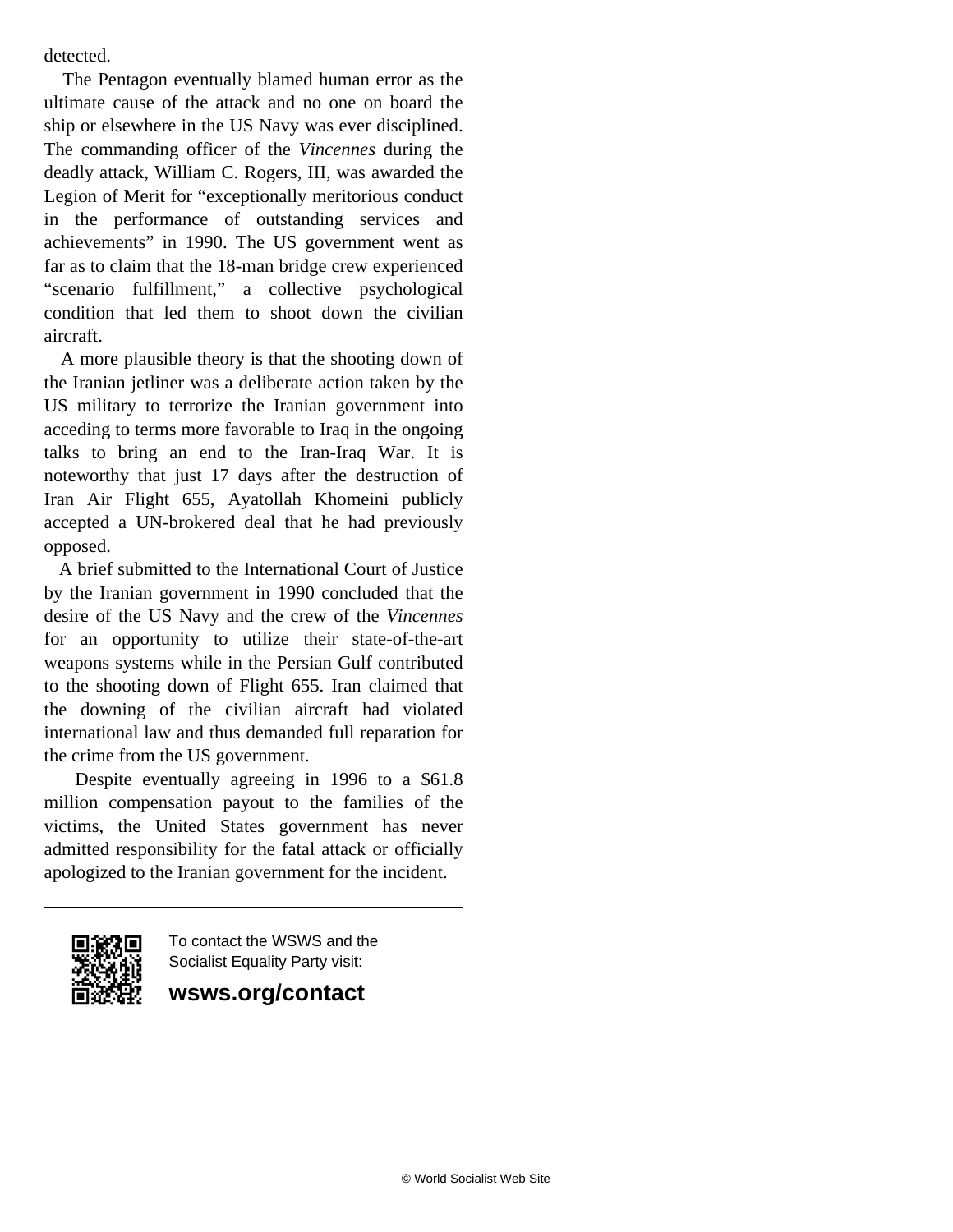detected.

The Pentagon eventually blamed human error as the ultimate cause of the attack and no one on board the ship or elsewhere in the US Navy was ever disciplined. The commanding officer of the *Vincennes* during the deadly attack, William C. Rogers, III, was awarded the Legion of Merit for "exceptionally meritorious conduct in the performance of outstanding services and achievements" in 1990. The US government went as far as to claim that the 18-man bridge crew experienced "scenario fulfillment," a collective psychological condition that led them to shoot down the civilian aircraft.

A more plausible theory is that the shooting down of the Iranian jetliner was a deliberate action taken by the US military to terrorize the Iranian government into acceding to terms more favorable to Iraq in the ongoing talks to bring an end to the Iran-Iraq War. It is noteworthy that just 17 days after the destruction of Iran Air Flight 655, Ayatollah Khomeini publicly accepted a UN-brokered deal that he had previously opposed.

A brief submitted to the International Court of Justice by the Iranian government in 1990 concluded that the desire of the US Navy and the crew of the *Vincennes* for an opportunity to utilize their state-of-the-art weapons systems while in the Persian Gulf contributed to the shooting down of Flight 655. Iran claimed that the downing of the civilian aircraft had violated international law and thus demanded full reparation for the crime from the US government.

Despite eventually agreeing in 1996 to a $61.8 million compensation payout to the families of the victims, the United States government has never admitted responsibility for the fatal attack or officially apologized to the Iranian government for the incident.

To contact the WSWS and the Socialist Equality Party visit:

**wsws.org/contact**